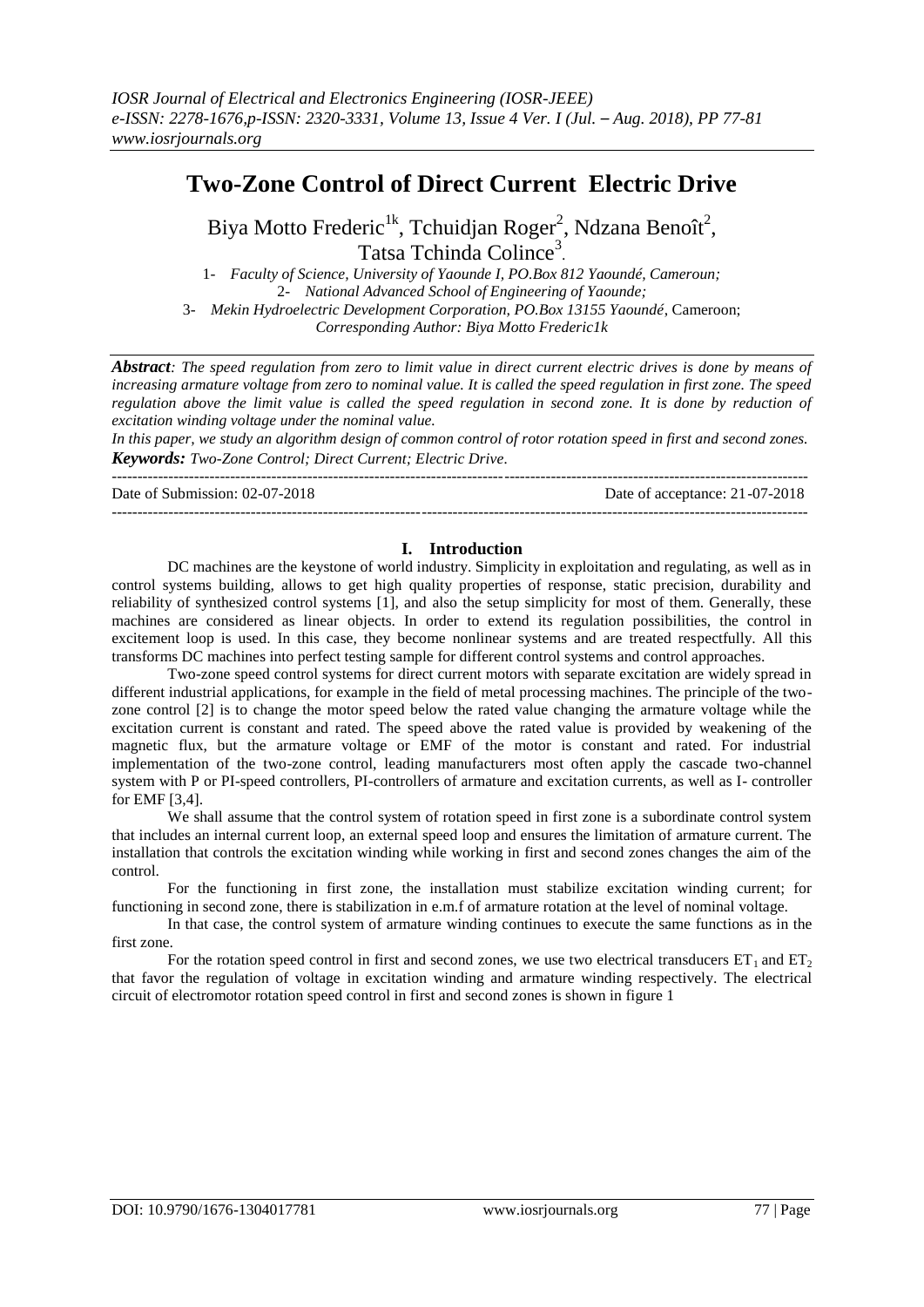# Two-Zone Control of Direct Current Electric Drive

Biya Motto Frederic[1k], Tchuidjan Roger[2], Ndzana Benoît[2], Tatsa Tchinda Colince[3].

1- *Faculty of Science, University of Yaounde I, PO.Box 812 Yaoundé, Cameroun;*
2- *National Advanced School of Engineering of Yaounde;*
3- *Mekin Hydroelectric Development Corporation, PO.Box 13155 Yaoundé,* Cameroon;
*Corresponding Author: Biya Motto Frederic1k*

***Abstract****: The speed regulation from zero to limit value in direct current electric drives is done by means of increasing armature voltage from zero to nominal value. It is called the speed regulation in first zone. The speed regulation above the limit value is called the speed regulation in second zone. It is done by reduction of excitation winding voltage under the nominal value.*
*In this paper, we study an algorithm design of common control of rotor rotation speed in first and second zones.*
***Keywords:*** *Two-Zone Control; Direct Current; Electric Drive.*

---

Date of Submission: 02-07-2018 Date of acceptance: 21-07-2018

---

## I. Introduction

DC machines are the keystone of world industry. Simplicity in exploitation and regulating, as well as in control systems building, allows to get high quality properties of response, static precision, durability and reliability of synthesized control systems [1], and also the setup simplicity for most of them. Generally, these machines are considered as linear objects. In order to extend its regulation possibilities, the control in excitement loop is used. In this case, they become nonlinear systems and are treated respectfully. All this transforms DC machines into perfect testing sample for different control systems and control approaches.

Two-zone speed control systems for direct current motors with separate excitation are widely spread in different industrial applications, for example in the field of metal processing machines. The principle of the two-zone control [2] is to change the motor speed below the rated value changing the armature voltage while the excitation current is constant and rated. The speed above the rated value is provided by weakening of the magnetic flux, but the armature voltage or EMF of the motor is constant and rated. For industrial implementation of the two-zone control, leading manufacturers most often apply the cascade two-channel system with P or PI-speed controllers, PI-controllers of armature and excitation currents, as well as I- controller for EMF [3,4].

We shall assume that the control system of rotation speed in first zone is a subordinate control system that includes an internal current loop, an external speed loop and ensures the limitation of armature current. The installation that controls the excitation winding while working in first and second zones changes the aim of the control.

For the functioning in first zone, the installation must stabilize excitation winding current; for functioning in second zone, there is stabilization in e.m.f of armature rotation at the level of nominal voltage.

In that case, the control system of armature winding continues to execute the same functions as in the first zone.

For the rotation speed control in first and second zones, we use two electrical transducers $ET_1$ and $ET_2$ that favor the regulation of voltage in excitation winding and armature winding respectively. The electrical circuit of electromotor rotation speed control in first and second zones is shown in figure 1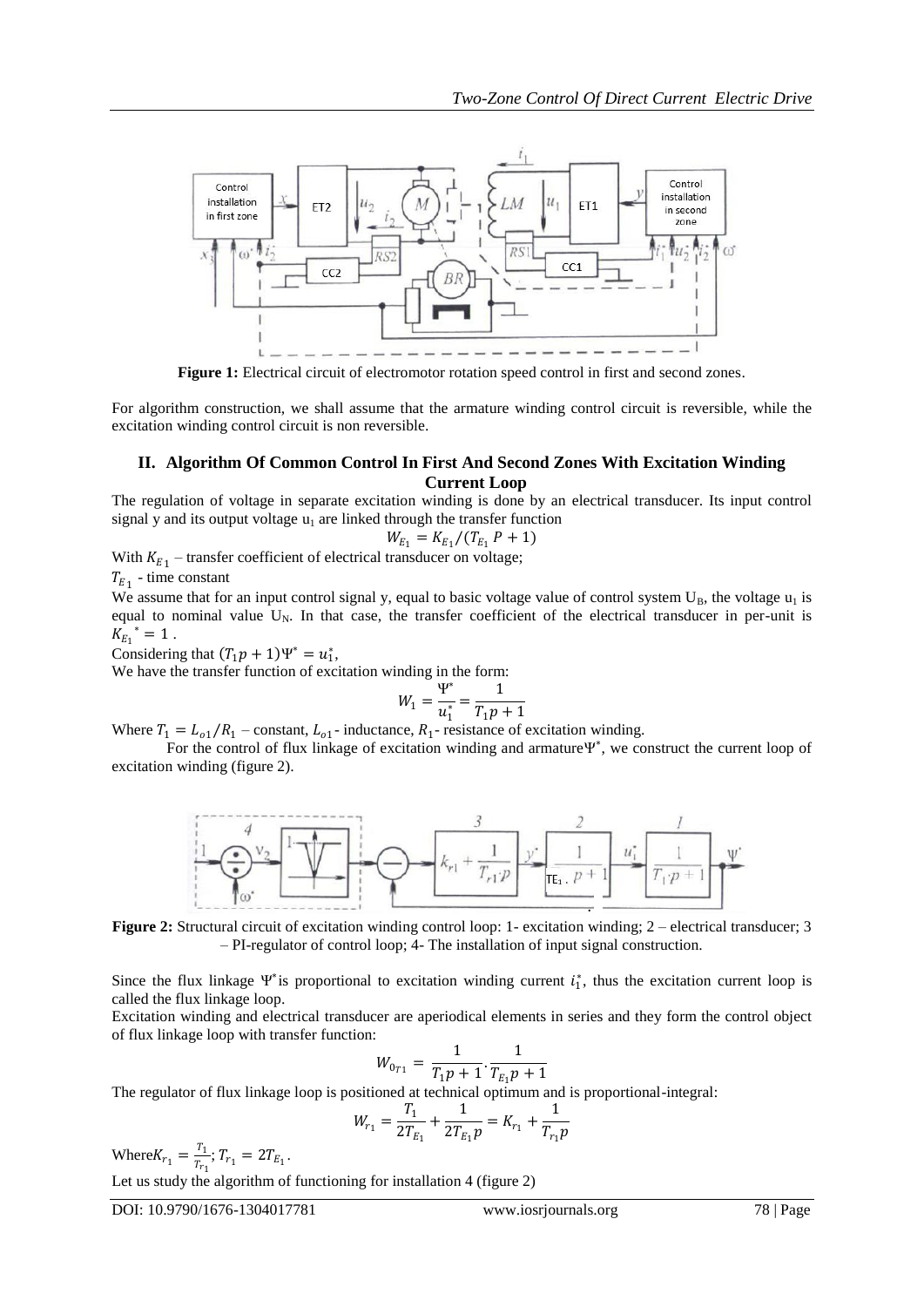**Figure 1:** Electrical circuit of electromotor rotation speed control in first and second zones.

For algorithm construction, we shall assume that the armature winding control circuit is reversible, while the excitation winding control circuit is non reversible.

## II. Algorithm Of Common Control In First And Second Zones With Excitation Winding Current Loop

The regulation of voltage in separate excitation winding is done by an electrical transducer. Its input control signal y and its output voltage $u_1$ are linked through the transfer function

$$W_{E_1} = K_{E_1}/(T_{E_1} P + 1)$$

With $K_{E_1}$ – transfer coefficient of electrical transducer on voltage;

$T_{E_1}$ - time constant

We assume that for an input control signal y, equal to basic voltage value of control system $U_B$, the voltage $u_1$ is equal to nominal value $U_N$. In that case, the transfer coefficient of the electrical transducer in per-unit is $K_{E_1}{}^* = 1$ .

Considering that $(T_1 p + 1)\Psi^* = u_1^*$,

We have the transfer function of excitation winding in the form:

$$W_1 = \frac{\Psi^*}{u_1^*} = \frac{1}{T_1 p + 1}$$

Where $T_1 = L_{o1}/R_1$ – constant, $L_{o1}$- inductance, $R_1$- resistance of excitation winding.

For the control of flux linkage of excitation winding and armature $\Psi^*$, we construct the current loop of excitation winding (figure 2).

**Figure 2:** Structural circuit of excitation winding control loop: 1- excitation winding; 2 – electrical transducer; 3 – PI-regulator of control loop; 4- The installation of input signal construction.

Since the flux linkage $\Psi^*$ is proportional to excitation winding current $i_1^*$, thus the excitation current loop is called the flux linkage loop.

Excitation winding and electrical transducer are aperiodical elements in series and they form the control object of flux linkage loop with transfer function:

$$W_{0_{T1}} = \frac{1}{T_1 p + 1} \cdot \frac{1}{T_{E_1} p + 1}$$

The regulator of flux linkage loop is positioned at technical optimum and is proportional-integral:

$$W_{r_1} = \frac{T_1}{2T_{E_1}} + \frac{1}{2T_{E_1} p} = K_{r_1} + \frac{1}{T_{r_1} p}$$

Where $K_{r_1} = \frac{T_1}{T_{r_1}}$; $T_{r_1} = 2T_{E_1}$.

Let us study the algorithm of functioning for installation 4 (figure 2)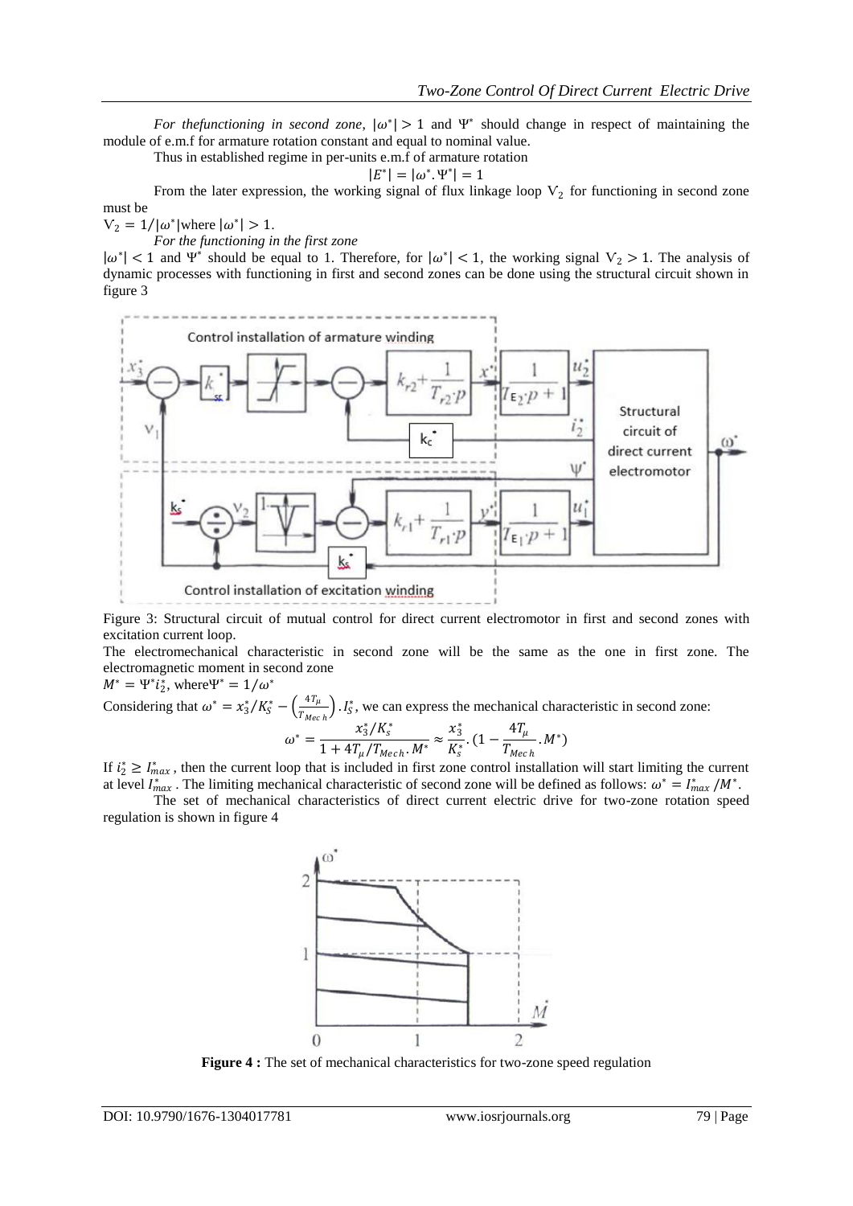*For thefunctioning in second zone*, $|\omega^*| > 1$ and $\Psi^*$ should change in respect of maintaining the module of e.m.f for armature rotation constant and equal to nominal value.

Thus in established regime in per-units e.m.f of armature rotation

$$|E^*| = |\omega^*.\Psi^*| = 1$$

From the later expression, the working signal of flux linkage loop $V_2$ for functioning in second zone must be

$V_2 = 1/|\omega^*|$where $|\omega^*| > 1$.

*For the functioning in the first zone*

$|\omega^*| < 1$ and $\Psi^*$ should be equal to 1. Therefore, for $|\omega^*| < 1$, the working signal $V_2 > 1$. The analysis of dynamic processes with functioning in first and second zones can be done using the structural circuit shown in figure 3

Figure 3: Structural circuit of mutual control for direct current electromotor in first and second zones with excitation current loop.

The electromechanical characteristic in second zone will be the same as the one in first zone. The electromagnetic moment in second zone

$M^* = \Psi^* i_2^*$, where$\Psi^* = 1/\omega^*$

Considering that $\omega^* = x_3^*/K_S^* - \left(\frac{4T_\mu}{T_{Mech}}\right).I_S^*$, we can express the mechanical characteristic in second zone:

$$\omega^* = \frac{x_3^*/K_s^*}{1 + 4T_\mu/T_{Mech}.M^*} \approx \frac{x_3^*}{K_s^*}.(1 - \frac{4T_\mu}{T_{Mech}}.M^*)$$

If $i_2^* \geq I_{max}^*$, then the current loop that is included in first zone control installation will start limiting the current at level $I_{max}^*$. The limiting mechanical characteristic of second zone will be defined as follows: $\omega^* = I_{max}^*/M^*$.

The set of mechanical characteristics of direct current electric drive for two-zone rotation speed regulation is shown in figure 4

**Figure 4 :** The set of mechanical characteristics for two-zone speed regulation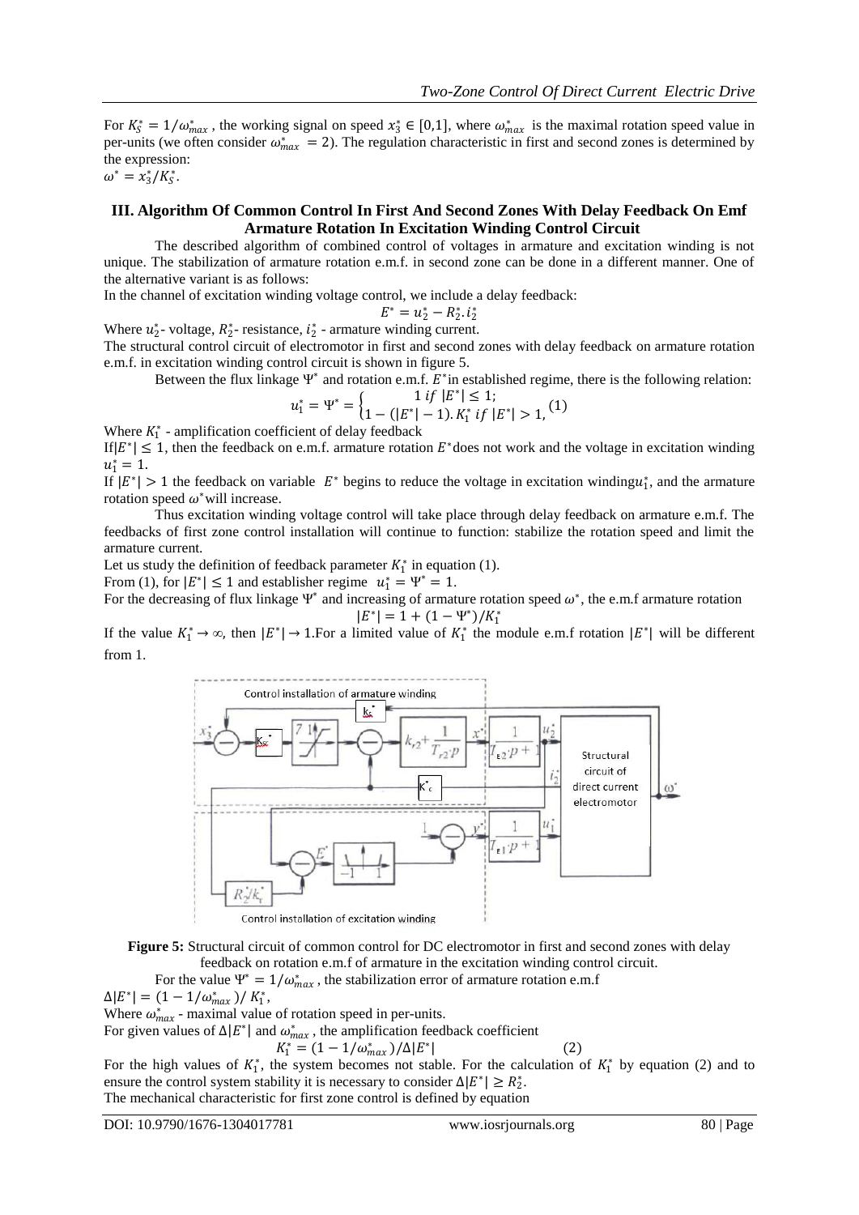For $K_S^* = 1/\omega_{max}^*$, the working signal on speed $x_3^* \in [0,1]$, where $\omega_{max}^*$ is the maximal rotation speed value in per-units (we often consider $\omega_{max}^* = 2$). The regulation characteristic in first and second zones is determined by the expression:

$\omega^* = x_3^*/K_S^*$.

### III. Algorithm Of Common Control In First And Second Zones With Delay Feedback On Emf Armature Rotation In Excitation Winding Control Circuit

The described algorithm of combined control of voltages in armature and excitation winding is not unique. The stabilization of armature rotation e.m.f. in second zone can be done in a different manner. One of the alternative variant is as follows:

In the channel of excitation winding voltage control, we include a delay feedback:

$$E^* = u_2^* - R_2^*.i_2^*$$

Where $u_2^*$- voltage, $R_2^*$- resistance, $i_2^*$ - armature winding current.

The structural control circuit of electromotor in first and second zones with delay feedback on armature rotation e.m.f. in excitation winding control circuit is shown in figure 5.

Between the flux linkage $\Psi^*$ and rotation e.m.f. $E^*$in established regime, there is the following relation:

$$u_1^* = \Psi^* = \begin{cases} 1 \; if \; |E^*| \leq 1; \\ 1 - (|E^*| - 1).K_1^* \; if \; |E^*| > 1, \end{cases} (1)$$

Where $K_1^*$ - amplification coefficient of delay feedback

If$|E^*| \leq 1$, then the feedback on e.m.f. armature rotation $E^*$does not work and the voltage in excitation winding $u_1^* = 1$.

If $|E^*| > 1$ the feedback on variable $E^*$ begins to reduce the voltage in excitation winding$u_1^*$, and the armature rotation speed $\omega^*$will increase.

Thus excitation winding voltage control will take place through delay feedback on armature e.m.f. The feedbacks of first zone control installation will continue to function: stabilize the rotation speed and limit the armature current.

Let us study the definition of feedback parameter $K_1^*$ in equation (1).

From (1), for $|E^*| \leq 1$ and establisher regime $u_1^* = \Psi^* = 1$.

For the decreasing of flux linkage $\Psi^*$ and increasing of armature rotation speed $\omega^*$, the e.m.f armature rotation

$$|E^*| = 1 + (1 - \Psi^*)/K_1^*$$

If the value $K_1^* \to \infty$, then $|E^*| \to 1$.For a limited value of $K_1^*$ the module e.m.f rotation $|E^*|$ will be different from 1.

**Figure 5:** Structural circuit of common control for DC electromotor in first and second zones with delay feedback on rotation e.m.f of armature in the excitation winding control circuit.

For the value $\Psi^* = 1/\omega_{max}^*$, the stabilization error of armature rotation e.m.f

$\Delta|E^*| = (1 - 1/\omega_{max}^*)/\,K_1^*$,

Where $\omega_{max}^*$ - maximal value of rotation speed in per-units.

For given values of $\Delta|E^*|$ and $\omega_{max}^*$, the amplification feedback coefficient

$$K_1^* = (1 - 1/\omega_{max}^*)/\Delta|E^*| \qquad (2)$$

For the high values of $K_1^*$, the system becomes not stable. For the calculation of $K_1^*$ by equation (2) and to ensure the control system stability it is necessary to consider $\Delta|E^*| \geq R_2^*$.

The mechanical characteristic for first zone control is defined by equation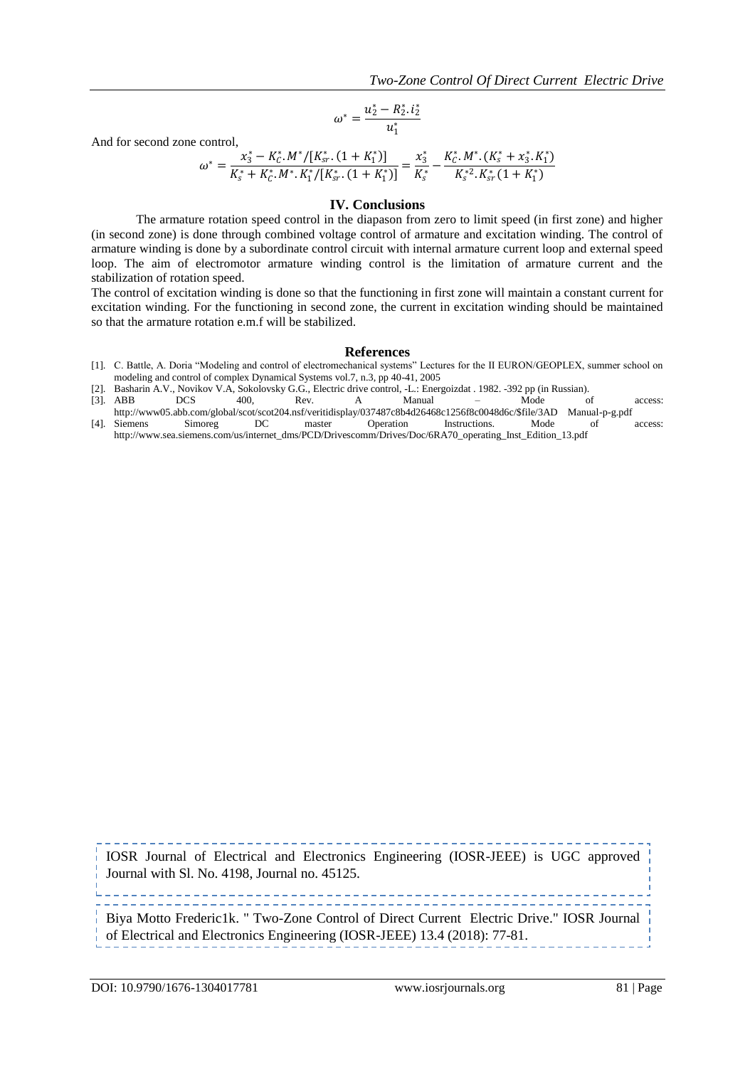$$\omega^* = \frac{u_2^* - R_2^*.i_2^*}{u_1^*}$$

And for second zone control,

$$\omega^* = \frac{x_3^* - K_C^*.M^*/[K_{sr}^*.(1+K_1^*)]}{K_s^* + K_C^*.M^*.K_1^*/[K_{sr}^*.(1+K_1^*)]} = \frac{x_3^*}{K_s^*} - \frac{K_C^*.M^*.(K_s^* + x_3^*.K_1^*)}{K_s^{*2}.K_{sr}^*(1+K_1^*)}$$

## IV. Conclusions

The armature rotation speed control in the diapason from zero to limit speed (in first zone) and higher (in second zone) is done through combined voltage control of armature and excitation winding. The control of armature winding is done by a subordinate control circuit with internal armature current loop and external speed loop. The aim of electromotor armature winding control is the limitation of armature current and the stabilization of rotation speed.

The control of excitation winding is done so that the functioning in first zone will maintain a constant current for excitation winding. For the functioning in second zone, the current in excitation winding should be maintained so that the armature rotation e.m.f will be stabilized.

## References

[1]. C. Battle, A. Doria "Modeling and control of electromechanical systems" Lectures for the II EURON/GEOPLEX, summer school on modeling and control of complex Dynamical Systems vol.7, n.3, pp 40-41, 2005

[2]. Basharin A.V., Novikov V.A, Sokolovsky G.G., Electric drive control, -L.: Energoizdat . 1982. -392 pp (in Russian).

[3]. ABB DCS 400, Rev. A Manual – Mode of access: http://www05.abb.com/global/scot/scot204.nsf/veritidisplay/037487c8b4d26468c1256f8c0048d6c/$file/3AD Manual-p-g.pdf

[4]. Siemens Simoreg DC master Operation Instructions. Mode of access: http://www.sea.siemens.com/us/internet_dms/PCD/Drivescomm/Drives/Doc/6RA70_operating_Inst_Edition_13.pdf

IOSR Journal of Electrical and Electronics Engineering (IOSR-JEEE) is UGC approved Journal with Sl. No. 4198, Journal no. 45125.

Biya Motto Frederic1k. " Two-Zone Control of Direct Current Electric Drive." IOSR Journal of Electrical and Electronics Engineering (IOSR-JEEE) 13.4 (2018): 77-81.